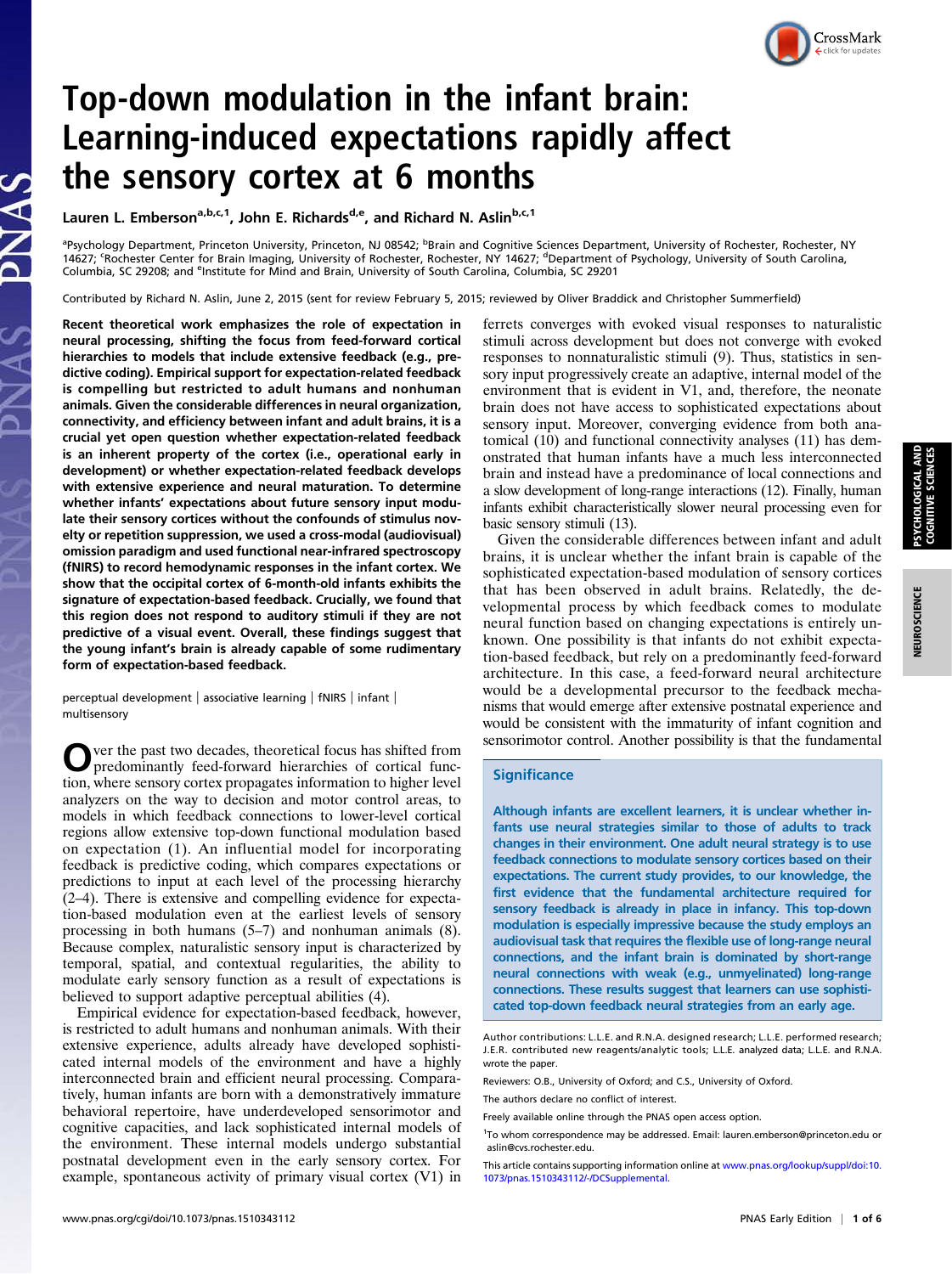# Top-down modulation in the infant brain: Learning-induced expectations rapidly affect the sensory cortex at 6 months

Lauren L. Emberson[a,b,c,1], John E. Richards[d,e], and Richard N. Aslin[b,c,1]

[a]Psychology Department, Princeton University, Princeton, NJ 08542; [b]Brain and Cognitive Sciences Department, University of Rochester, Rochester, NY 14627; [c]Rochester Center for Brain Imaging, University of Rochester, Rochester, NY 14627; [d]Department of Psychology, University of South Carolina, Columbia, SC 29208; and [e]Institute for Mind and Brain, University of South Carolina, Columbia, SC 29201

Contributed by Richard N. Aslin, June 2, 2015 (sent for review February 5, 2015; reviewed by Oliver Braddick and Christopher Summerfield)

**Recent theoretical work emphasizes the role of expectation in neural processing, shifting the focus from feed-forward cortical hierarchies to models that include extensive feedback (e.g., predictive coding). Empirical support for expectation-related feedback is compelling but restricted to adult humans and nonhuman animals. Given the considerable differences in neural organization, connectivity, and efficiency between infant and adult brains, it is a crucial yet open question whether expectation-related feedback is an inherent property of the cortex (i.e., operational early in development) or whether expectation-related feedback develops with extensive experience and neural maturation. To determine whether infants' expectations about future sensory input modulate their sensory cortices without the confounds of stimulus novelty or repetition suppression, we used a cross-modal (audiovisual) omission paradigm and used functional near-infrared spectroscopy (fNIRS) to record hemodynamic responses in the infant cortex. We show that the occipital cortex of 6-month-old infants exhibits the signature of expectation-based feedback. Crucially, we found that this region does not respond to auditory stimuli if they are not predictive of a visual event. Overall, these findings suggest that the young infant's brain is already capable of some rudimentary form of expectation-based feedback.**

perceptual development | associative learning | fNIRS | infant | multisensory

Over the past two decades, theoretical focus has shifted from predominantly feed-forward hierarchies of cortical function, where sensory cortex propagates information to higher level analyzers on the way to decision and motor control areas, to models in which feedback connections to lower-level cortical regions allow extensive top-down functional modulation based on expectation (1). An influential model for incorporating feedback is predictive coding, which compares expectations or predictions to input at each level of the processing hierarchy (2–4). There is extensive and compelling evidence for expectation-based modulation even at the earliest levels of sensory processing in both humans (5–7) and nonhuman animals (8). Because complex, naturalistic sensory input is characterized by temporal, spatial, and contextual regularities, the ability to modulate early sensory function as a result of expectations is believed to support adaptive perceptual abilities (4).

Empirical evidence for expectation-based feedback, however, is restricted to adult humans and nonhuman animals. With their extensive experience, adults already have developed sophisticated internal models of the environment and have a highly interconnected brain and efficient neural processing. Comparatively, human infants are born with a demonstratively immature behavioral repertoire, have underdeveloped sensorimotor and cognitive capacities, and lack sophisticated internal models of the environment. These internal models undergo substantial postnatal development even in the early sensory cortex. For example, spontaneous activity of primary visual cortex (V1) in ferrets converges with evoked visual responses to naturalistic stimuli across development but does not converge with evoked responses to nonnaturalistic stimuli (9). Thus, statistics in sensory input progressively create an adaptive, internal model of the environment that is evident in V1, and, therefore, the neonate brain does not have access to sophisticated expectations about sensory input. Moreover, converging evidence from both anatomical (10) and functional connectivity analyses (11) has demonstrated that human infants have a much less interconnected brain and instead have a predominance of local connections and a slow development of long-range interactions (12). Finally, human infants exhibit characteristically slower neural processing even for basic sensory stimuli (13).

Given the considerable differences between infant and adult brains, it is unclear whether the infant brain is capable of the sophisticated expectation-based modulation of sensory cortices that has been observed in adult brains. Relatedly, the developmental process by which feedback comes to modulate neural function based on changing expectations is entirely unknown. One possibility is that infants do not exhibit expectation-based feedback, but rely on a predominantly feed-forward architecture. In this case, a feed-forward neural architecture would be a developmental precursor to the feedback mechanisms that would emerge after extensive postnatal experience and would be consistent with the immaturity of infant cognition and sensorimotor control. Another possibility is that the fundamental

## Significance

Although infants are excellent learners, it is unclear whether infants use neural strategies similar to those of adults to track changes in their environment. One adult neural strategy is to use feedback connections to modulate sensory cortices based on their expectations. The current study provides, to our knowledge, the first evidence that the fundamental architecture required for sensory feedback is already in place in infancy. This top-down modulation is especially impressive because the study employs an audiovisual task that requires the flexible use of long-range neural connections, and the infant brain is dominated by short-range neural connections with weak (e.g., unmyelinated) long-range connections. These results suggest that learners can use sophisticated top-down feedback neural strategies from an early age.

Author contributions: L.L.E. and R.N.A. designed research; L.L.E. performed research; J.E.R. contributed new reagents/analytic tools; L.L.E. analyzed data; L.L.E. and R.N.A. wrote the paper.

Reviewers: O.B., University of Oxford; and C.S., University of Oxford.

The authors declare no conflict of interest.

Freely available online through the PNAS open access option.

[1]To whom correspondence may be addressed. Email: lauren.emberson@princeton.edu or aslin@cvs.rochester.edu.

This article contains supporting information online at www.pnas.org/lookup/suppl/doi:10.1073/pnas.1510343112/-/DCSupplemental.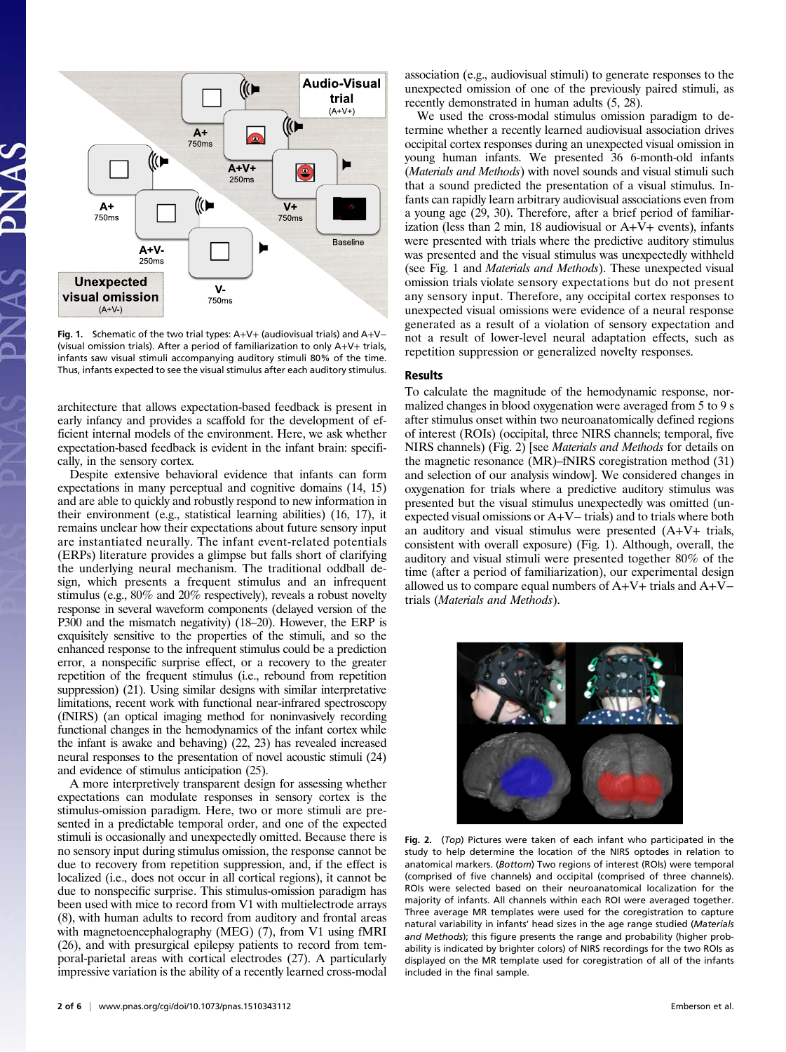Fig. 1. Schematic of the two trial types: A+V+ (audiovisual trials) and A+V− (visual omission trials). After a period of familiarization to only A+V+ trials, infants saw visual stimuli accompanying auditory stimuli 80% of the time. Thus, infants expected to see the visual stimulus after each auditory stimulus.

architecture that allows expectation-based feedback is present in early infancy and provides a scaffold for the development of efficient internal models of the environment. Here, we ask whether expectation-based feedback is evident in the infant brain: specifically, in the sensory cortex.

Despite extensive behavioral evidence that infants can form expectations in many perceptual and cognitive domains (14, 15) and are able to quickly and robustly respond to new information in their environment (e.g., statistical learning abilities) (16, 17), it remains unclear how their expectations about future sensory input are instantiated neurally. The infant event-related potentials (ERPs) literature provides a glimpse but falls short of clarifying the underlying neural mechanism. The traditional oddball design, which presents a frequent stimulus and an infrequent stimulus (e.g., 80% and 20% respectively), reveals a robust novelty response in several waveform components (delayed version of the P300 and the mismatch negativity) (18–20). However, the ERP is exquisitely sensitive to the properties of the stimuli, and so the enhanced response to the infrequent stimulus could be a prediction error, a nonspecific surprise effect, or a recovery to the greater repetition of the frequent stimulus (i.e., rebound from repetition suppression) (21). Using similar designs with similar interpretative limitations, recent work with functional near-infrared spectroscopy (fNIRS) (an optical imaging method for noninvasively recording functional changes in the hemodynamics of the infant cortex while the infant is awake and behaving) (22, 23) has revealed increased neural responses to the presentation of novel acoustic stimuli (24) and evidence of stimulus anticipation (25).

A more interpretively transparent design for assessing whether expectations can modulate responses in sensory cortex is the stimulus-omission paradigm. Here, two or more stimuli are presented in a predictable temporal order, and one of the expected stimuli is occasionally and unexpectedly omitted. Because there is no sensory input during stimulus omission, the response cannot be due to recovery from repetition suppression, and, if the effect is localized (i.e., does not occur in all cortical regions), it cannot be due to nonspecific surprise. This stimulus-omission paradigm has been used with mice to record from V1 with multielectrode arrays (8), with human adults to record from auditory and frontal areas with magnetoencephalography (MEG) (7), from V1 using fMRI (26), and with presurgical epilepsy patients to record from temporal-parietal areas with cortical electrodes (27). A particularly impressive variation is the ability of a recently learned cross-modal association (e.g., audiovisual stimuli) to generate responses to the unexpected omission of one of the previously paired stimuli, as recently demonstrated in human adults (5, 28).

We used the cross-modal stimulus omission paradigm to determine whether a recently learned audiovisual association drives occipital cortex responses during an unexpected visual omission in young human infants. We presented 36 6-month-old infants (*Materials and Methods*) with novel sounds and visual stimuli such that a sound predicted the presentation of a visual stimulus. Infants can rapidly learn arbitrary audiovisual associations even from a young age (29, 30). Therefore, after a brief period of familiarization (less than 2 min, 18 audiovisual or A+V+ events), infants were presented with trials where the predictive auditory stimulus was presented and the visual stimulus was unexpectedly withheld (see Fig. 1 and *Materials and Methods*). These unexpected visual omission trials violate sensory expectations but do not present any sensory input. Therefore, any occipital cortex responses to unexpected visual omissions were evidence of a neural response generated as a result of a violation of sensory expectation and not a result of lower-level neural adaptation effects, such as repetition suppression or generalized novelty responses.

## Results

To calculate the magnitude of the hemodynamic response, normalized changes in blood oxygenation were averaged from 5 to 9 s after stimulus onset within two neuroanatomically defined regions of interest (ROIs) (occipital, three NIRS channels; temporal, five NIRS channels) (Fig. 2) [see *Materials and Methods* for details on the magnetic resonance (MR)–fNIRS coregistration method (31) and selection of our analysis window]. We considered changes in oxygenation for trials where a predictive auditory stimulus was presented but the visual stimulus unexpectedly was omitted (unexpected visual omissions or A+V− trials) and to trials where both an auditory and visual stimulus were presented (A+V+ trials, consistent with overall exposure) (Fig. 1). Although, overall, the auditory and visual stimuli were presented together 80% of the time (after a period of familiarization), our experimental design allowed us to compare equal numbers of A+V+ trials and A+V− trials (*Materials and Methods*).

Fig. 2. (*Top*) Pictures were taken of each infant who participated in the study to help determine the location of the NIRS optodes in relation to anatomical markers. (*Bottom*) Two regions of interest (ROIs) were temporal (comprised of five channels) and occipital (comprised of three channels). ROIs were selected based on their neuroanatomical localization for the majority of infants. All channels within each ROI were averaged together. Three average MR templates were used for the coregistration to capture natural variability in infants' head sizes in the age range studied (*Materials and Methods*); this figure presents the range and probability (higher probability is indicated by brighter colors) of NIRS recordings for the two ROIs as displayed on the MR template used for coregistration of all of the infants included in the final sample.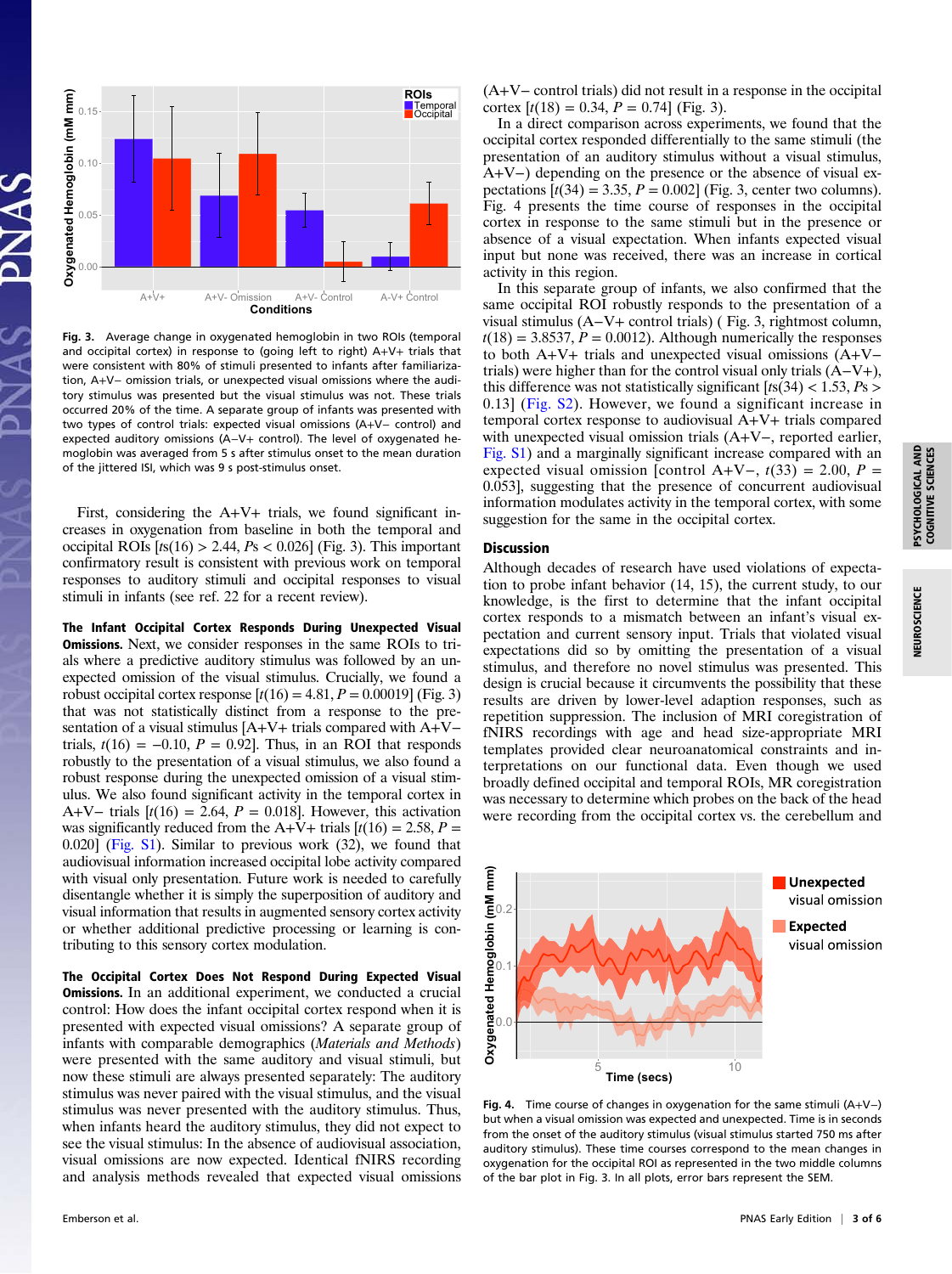**Fig. 3.** Average change in oxygenated hemoglobin in two ROIs (temporal and occipital cortex) in response to (going left to right) A+V+ trials that were consistent with 80% of stimuli presented to infants after familiarization, A+V− omission trials, or unexpected visual omissions where the auditory stimulus was presented but the visual stimulus was not. These trials occurred 20% of the time. A separate group of infants was presented with two types of control trials: expected visual omissions (A+V− control) and expected auditory omissions (A−V+ control). The level of oxygenated hemoglobin was averaged from 5 s after stimulus onset to the mean duration of the jittered ISI, which was 9 s post-stimulus onset.

First, considering the A+V+ trials, we found significant increases in oxygenation from baseline in both the temporal and occipital ROIs [$ts(16) > 2.44$, $Ps < 0.026$] (Fig. 3). This important confirmatory result is consistent with previous work on temporal responses to auditory stimuli and occipital responses to visual stimuli in infants (see ref. 22 for a recent review).

**The Infant Occipital Cortex Responds During Unexpected Visual Omissions.** Next, we consider responses in the same ROIs to trials where a predictive auditory stimulus was followed by an unexpected omission of the visual stimulus. Crucially, we found a robust occipital cortex response [$t(16) = 4.81$, $P = 0.00019$] (Fig. 3) that was not statistically distinct from a response to the presentation of a visual stimulus [A+V+ trials compared with A+V− trials, $t(16) = -0.10$, $P = 0.92$]. Thus, in an ROI that responds robustly to the presentation of a visual stimulus, we also found a robust response during the unexpected omission of a visual stimulus. We also found significant activity in the temporal cortex in A+V− trials [$t(16) = 2.64$, $P = 0.018$]. However, this activation was significantly reduced from the A+V+ trials [$t(16) = 2.58$, $P = 0.020$] (Fig. S1). Similar to previous work (32), we found that audiovisual information increased occipital lobe activity compared with visual only presentation. Future work is needed to carefully disentangle whether it is simply the superposition of auditory and visual information that results in augmented sensory cortex activity or whether additional predictive processing or learning is contributing to this sensory cortex modulation.

**The Occipital Cortex Does Not Respond During Expected Visual Omissions.** In an additional experiment, we conducted a crucial control: How does the infant occipital cortex respond when it is presented with expected visual omissions? A separate group of infants with comparable demographics (*Materials and Methods*) were presented with the same auditory and visual stimuli, but now these stimuli are always presented separately: The auditory stimulus was never paired with the visual stimulus, and the visual stimulus was never presented with the auditory stimulus. Thus, when infants heard the auditory stimulus, they did not expect to see the visual stimulus: In the absence of audiovisual association, visual omissions are now expected. Identical fNIRS recording and analysis methods revealed that expected visual omissions (A+V− control trials) did not result in a response in the occipital cortex [$t(18) = 0.34$, $P = 0.74$] (Fig. 3).

In a direct comparison across experiments, we found that the occipital cortex responded differentially to the same stimuli (the presentation of an auditory stimulus without a visual stimulus, A+V−) depending on the presence or the absence of visual expectations [$t(34) = 3.35$, $P = 0.002$] (Fig. 3, center two columns). Fig. 4 presents the time course of responses in the occipital cortex in response to the same stimuli but in the presence or absence of a visual expectation. When infants expected visual input but none was received, there was an increase in cortical activity in this region.

In this separate group of infants, we also confirmed that the same occipital ROI robustly responds to the presentation of a visual stimulus (A−V+ control trials) ( Fig. 3, rightmost column, $t(18) = 3.8537$, $P = 0.0012$). Although numerically the responses to both A+V+ trials and unexpected visual omissions (A+V− trials) were higher than for the control visual only trials (A−V+), this difference was not statistically significant [$ts(34) < 1.53$, $Ps > 0.13$] (Fig. S2). However, we found a significant increase in temporal cortex response to audiovisual A+V+ trials compared with unexpected visual omission trials (A+V−, reported earlier, Fig. S1) and a marginally significant increase compared with an expected visual omission [control A+V−, $t(33) = 2.00$, $P = 0.053$], suggesting that the presence of concurrent audiovisual information modulates activity in the temporal cortex, with some suggestion for the same in the occipital cortex.

## Discussion

Although decades of research have used violations of expectation to probe infant behavior (14, 15), the current study, to our knowledge, is the first to determine that the infant occipital cortex responds to a mismatch between an infant's visual expectation and current sensory input. Trials that violated visual expectations did so by omitting the presentation of a visual stimulus, and therefore no novel stimulus was presented. This design is crucial because it circumvents the possibility that these results are driven by lower-level adaption responses, such as repetition suppression. The inclusion of MRI coregistration of fNIRS recordings with age and head size-appropriate MRI templates provided clear neuroanatomical constraints and interpretations on our functional data. Even though we used broadly defined occipital and temporal ROIs, MR coregistration was necessary to determine which probes on the back of the head were recording from the occipital cortex vs. the cerebellum and

**Fig. 4.** Time course of changes in oxygenation for the same stimuli (A+V−) but when a visual omission was expected and unexpected. Time is in seconds from the onset of the auditory stimulus (visual stimulus started 750 ms after auditory stimulus). These time courses correspond to the mean changes in oxygenation for the occipital ROI as represented in the two middle columns of the bar plot in Fig. 3. In all plots, error bars represent the SEM.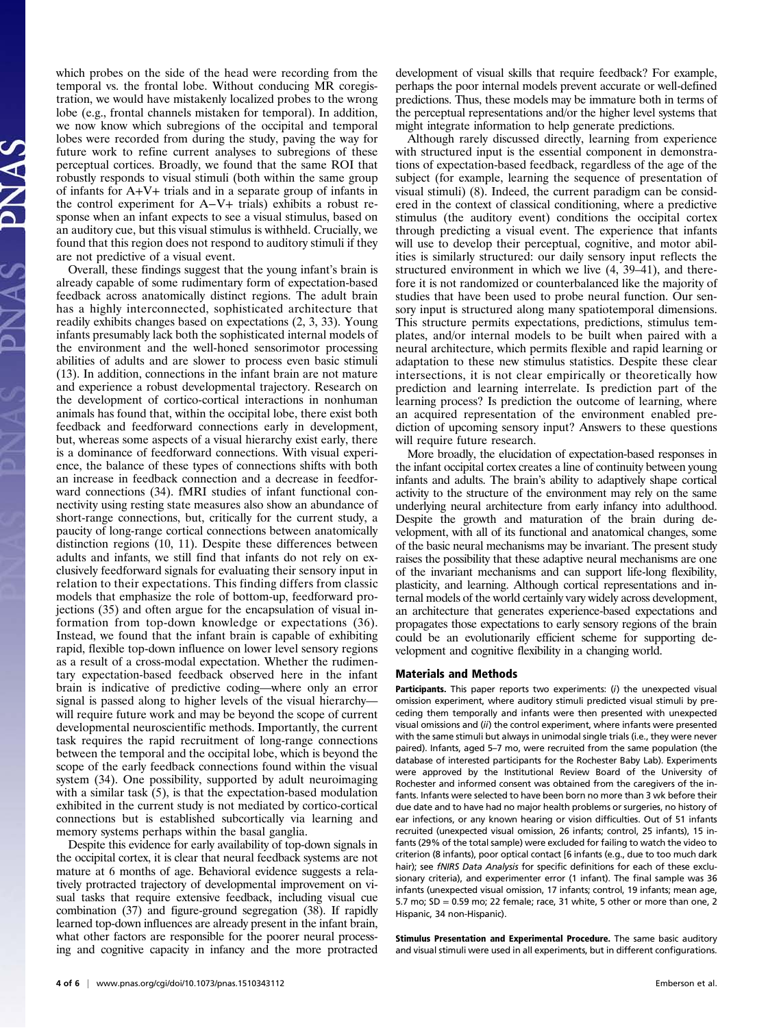which probes on the side of the head were recording from the temporal vs. the frontal lobe. Without conducing MR coregistration, we would have mistakenly localized probes to the wrong lobe (e.g., frontal channels mistaken for temporal). In addition, we now know which subregions of the occipital and temporal lobes were recorded from during the study, paving the way for future work to refine current analyses to subregions of these perceptual cortices. Broadly, we found that the same ROI that robustly responds to visual stimuli (both within the same group of infants for A+V+ trials and in a separate group of infants in the control experiment for A−V+ trials) exhibits a robust response when an infant expects to see a visual stimulus, based on an auditory cue, but this visual stimulus is withheld. Crucially, we found that this region does not respond to auditory stimuli if they are not predictive of a visual event.

Overall, these findings suggest that the young infant's brain is already capable of some rudimentary form of expectation-based feedback across anatomically distinct regions. The adult brain has a highly interconnected, sophisticated architecture that readily exhibits changes based on expectations (2, 3, 33). Young infants presumably lack both the sophisticated internal models of the environment and the well-honed sensorimotor processing abilities of adults and are slower to process even basic stimuli (13). In addition, connections in the infant brain are not mature and experience a robust developmental trajectory. Research on the development of cortico-cortical interactions in nonhuman animals has found that, within the occipital lobe, there exist both feedback and feedforward connections early in development, but, whereas some aspects of a visual hierarchy exist early, there is a dominance of feedforward connections. With visual experience, the balance of these types of connections shifts with both an increase in feedback connection and a decrease in feedforward connections (34). fMRI studies of infant functional connectivity using resting state measures also show an abundance of short-range connections, but, critically for the current study, a paucity of long-range cortical connections between anatomically distinction regions (10, 11). Despite these differences between adults and infants, we still find that infants do not rely on exclusively feedforward signals for evaluating their sensory input in relation to their expectations. This finding differs from classic models that emphasize the role of bottom-up, feedforward projections (35) and often argue for the encapsulation of visual information from top-down knowledge or expectations (36). Instead, we found that the infant brain is capable of exhibiting rapid, flexible top-down influence on lower level sensory regions as a result of a cross-modal expectation. Whether the rudimentary expectation-based feedback observed here in the infant brain is indicative of predictive coding—where only an error signal is passed along to higher levels of the visual hierarchy—will require future work and may be beyond the scope of current developmental neuroscientific methods. Importantly, the current task requires the rapid recruitment of long-range connections between the temporal and the occipital lobe, which is beyond the scope of the early feedback connections found within the visual system (34). One possibility, supported by adult neuroimaging with a similar task (5), is that the expectation-based modulation exhibited in the current study is not mediated by cortico-cortical connections but is established subcortically via learning and memory systems perhaps within the basal ganglia.

Despite this evidence for early availability of top-down signals in the occipital cortex, it is clear that neural feedback systems are not mature at 6 months of age. Behavioral evidence suggests a relatively protracted trajectory of developmental improvement on visual tasks that require extensive feedback, including visual cue combination (37) and figure-ground segregation (38). If rapidly learned top-down influences are already present in the infant brain, what other factors are responsible for the poorer neural processing and cognitive capacity in infancy and the more protracted development of visual skills that require feedback? For example, perhaps the poor internal models prevent accurate or well-defined predictions. Thus, these models may be immature both in terms of the perceptual representations and/or the higher level systems that might integrate information to help generate predictions.

Although rarely discussed directly, learning from experience with structured input is the essential component in demonstrations of expectation-based feedback, regardless of the age of the subject (for example, learning the sequence of presentation of visual stimuli) (8). Indeed, the current paradigm can be considered in the context of classical conditioning, where a predictive stimulus (the auditory event) conditions the occipital cortex through predicting a visual event. The experience that infants will use to develop their perceptual, cognitive, and motor abilities is similarly structured: our daily sensory input reflects the structured environment in which we live (4, 39–41), and therefore it is not randomized or counterbalanced like the majority of studies that have been used to probe neural function. Our sensory input is structured along many spatiotemporal dimensions. This structure permits expectations, predictions, stimulus templates, and/or internal models to be built when paired with a neural architecture, which permits flexible and rapid learning or adaptation to these new stimulus statistics. Despite these clear intersections, it is not clear empirically or theoretically how prediction and learning interrelate. Is prediction part of the learning process? Is prediction the outcome of learning, where an acquired representation of the environment enabled prediction of upcoming sensory input? Answers to these questions will require future research.

More broadly, the elucidation of expectation-based responses in the infant occipital cortex creates a line of continuity between young infants and adults. The brain's ability to adaptively shape cortical activity to the structure of the environment may rely on the same underlying neural architecture from early infancy into adulthood. Despite the growth and maturation of the brain during development, with all of its functional and anatomical changes, some of the basic neural mechanisms may be invariant. The present study raises the possibility that these adaptive neural mechanisms are one of the invariant mechanisms and can support life-long flexibility, plasticity, and learning. Although cortical representations and internal models of the world certainly vary widely across development, an architecture that generates experience-based expectations and propagates those expectations to early sensory regions of the brain could be an evolutionarily efficient scheme for supporting development and cognitive flexibility in a changing world.

## Materials and Methods

**Participants.** This paper reports two experiments: (*i*) the unexpected visual omission experiment, where auditory stimuli predicted visual stimuli by preceding them temporally and infants were then presented with unexpected visual omissions and (*ii*) the control experiment, where infants were presented with the same stimuli but always in unimodal single trials (i.e., they were never paired). Infants, aged 5–7 mo, were recruited from the same population (the database of interested participants for the Rochester Baby Lab). Experiments were approved by the Institutional Review Board of the University of Rochester and informed consent was obtained from the caregivers of the infants. Infants were selected to have been born no more than 3 wk before their due date and to have had no major health problems or surgeries, no history of ear infections, or any known hearing or vision difficulties. Out of 51 infants recruited (unexpected visual omission, 26 infants; control, 25 infants), 15 infants (29% of the total sample) were excluded for failing to watch the video to criterion (8 infants), poor optical contact [6 infants (e.g., due to too much dark hair); see *fNIRS Data Analysis* for specific definitions for each of these exclusionary criteria), and experimenter error (1 infant). The final sample was 36 infants (unexpected visual omission, 17 infants; control, 19 infants; mean age, 5.7 mo; SD = 0.59 mo; 22 female; race, 31 white, 5 other or more than one, 2 Hispanic, 34 non-Hispanic).

**Stimulus Presentation and Experimental Procedure.** The same basic auditory and visual stimuli were used in all experiments, but in different configurations.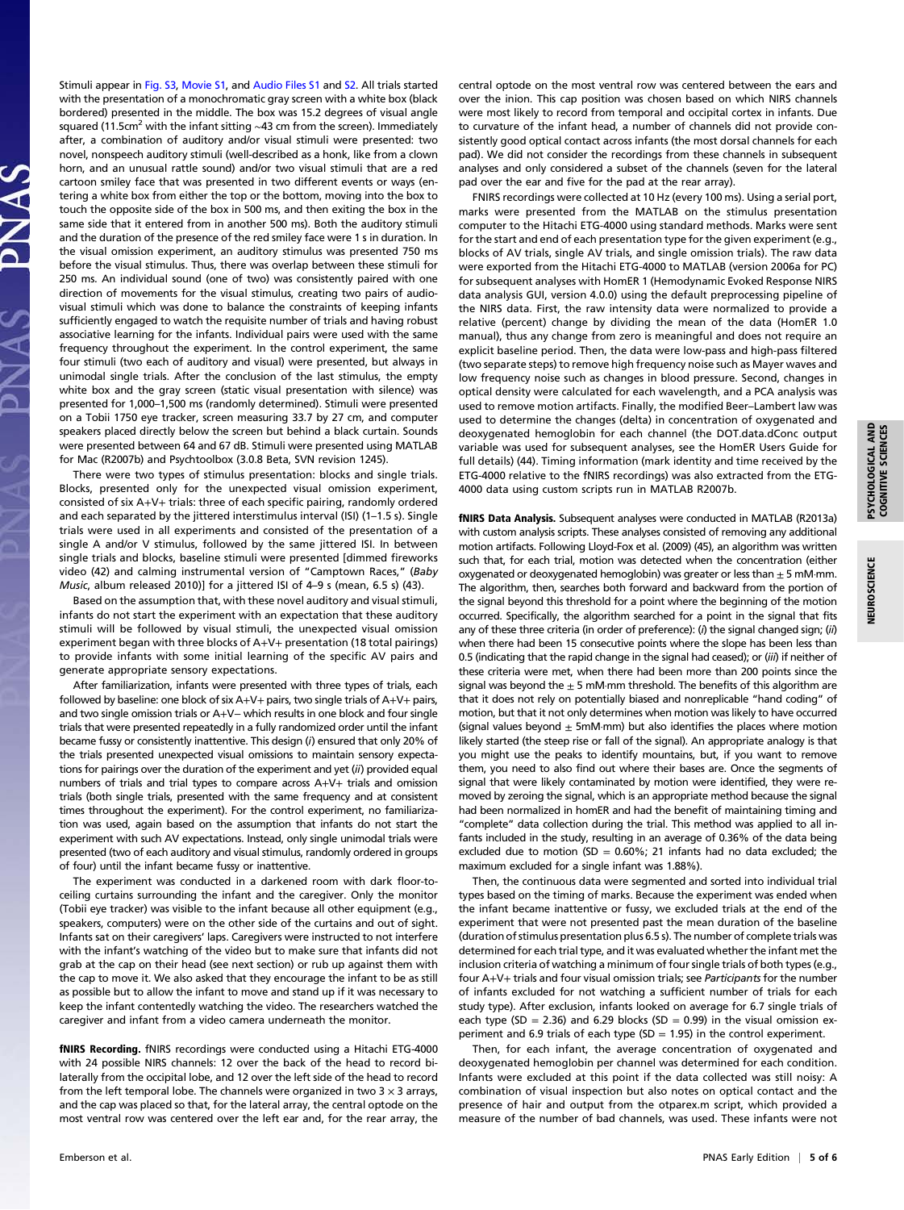Stimuli appear in Fig. S3, Movie S1, and Audio Files S1 and S2. All trials started with the presentation of a monochromatic gray screen with a white box (black bordered) presented in the middle. The box was 15.2 degrees of visual angle squared (11.5cm$^2$ with the infant sitting ~43 cm from the screen). Immediately after, a combination of auditory and/or visual stimuli were presented: two novel, nonspeech auditory stimuli (well-described as a honk, like from a clown horn, and an unusual rattle sound) and/or two visual stimuli that are a red cartoon smiley face that was presented in two different events or ways (entering a white box from either the top or the bottom, moving into the box to touch the opposite side of the box in 500 ms, and then exiting the box in the same side that it entered from in another 500 ms). Both the auditory stimuli and the duration of the presence of the red smiley face were 1 s in duration. In the visual omission experiment, an auditory stimulus was presented 750 ms before the visual stimulus. Thus, there was overlap between these stimuli for 250 ms. An individual sound (one of two) was consistently paired with one direction of movements for the visual stimulus, creating two pairs of audiovisual stimuli which was done to balance the constraints of keeping infants sufficiently engaged to watch the requisite number of trials and having robust associative learning for the infants. Individual pairs were used with the same frequency throughout the experiment. In the control experiment, the same four stimuli (two each of auditory and visual) were presented, but always in unimodal single trials. After the conclusion of the last stimulus, the empty white box and the gray screen (static visual presentation with silence) was presented for 1,000–1,500 ms (randomly determined). Stimuli were presented on a Tobii 1750 eye tracker, screen measuring 33.7 by 27 cm, and computer speakers placed directly below the screen but behind a black curtain. Sounds were presented between 64 and 67 dB. Stimuli were presented using MATLAB for Mac (R2007b) and Psychtoolbox (3.0.8 Beta, SVN revision 1245).

There were two types of stimulus presentation: blocks and single trials. Blocks, presented only for the unexpected visual omission experiment, consisted of six A+V+ trials: three of each specific pairing, randomly ordered and each separated by the jittered interstimulus interval (ISI) (1–1.5 s). Single trials were used in all experiments and consisted of the presentation of a single A and/or V stimulus, followed by the same jittered ISI. In between single trials and blocks, baseline stimuli were presented [dimmed fireworks video (42) and calming instrumental version of "Camptown Races," (*Baby Music*, album released 2010)] for a jittered ISI of 4–9 s (mean, 6.5 s) (43).

Based on the assumption that, with these novel auditory and visual stimuli, infants do not start the experiment with an expectation that these auditory stimuli will be followed by visual stimuli, the unexpected visual omission experiment began with three blocks of A+V+ presentation (18 total pairings) to provide infants with some initial learning of the specific AV pairs and generate appropriate sensory expectations.

After familiarization, infants were presented with three types of trials, each followed by baseline: one block of six A+V+ pairs, two single trials of A+V+ pairs, and two single omission trials or A+V− which results in one block and four single trials that were presented repeatedly in a fully randomized order until the infant became fussy or consistently inattentive. This design (*i*) ensured that only 20% of the trials presented unexpected visual omissions to maintain sensory expectations for pairings over the duration of the experiment and yet (*ii*) provided equal numbers of trials and trial types to compare across A+V+ trials and omission trials (both single trials, presented with the same frequency and at consistent times throughout the experiment). For the control experiment, no familiarization was used, again based on the assumption that infants do not start the experiment with such AV expectations. Instead, only single unimodal trials were presented (two of each auditory and visual stimulus, randomly ordered in groups of four) until the infant became fussy or inattentive.

The experiment was conducted in a darkened room with dark floor-to-ceiling curtains surrounding the infant and the caregiver. Only the monitor (Tobii eye tracker) was visible to the infant because all other equipment (e.g., speakers, computers) were on the other side of the curtains and out of sight. Infants sat on their caregivers' laps. Caregivers were instructed to not interfere with the infant's watching of the video but to make sure that infants did not grab at the cap on their head (see next section) or rub up against them with the cap to move it. We also asked that they encourage the infant to be as still as possible but to allow the infant to move and stand up if it was necessary to keep the infant contentedly watching the video. The researchers watched the caregiver and infant from a video camera underneath the monitor.

**fNIRS Recording.** fNIRS recordings were conducted using a Hitachi ETG-4000 with 24 possible NIRS channels: 12 over the back of the head to record bilaterally from the occipital lobe, and 12 over the left side of the head to record from the left temporal lobe. The channels were organized in two 3 × 3 arrays, and the cap was placed so that, for the lateral array, the central optode on the most ventral row was centered over the left ear and, for the rear array, the central optode on the most ventral row was centered between the ears and over the inion. This cap position was chosen based on which NIRS channels were most likely to record from temporal and occipital cortex in infants. Due to curvature of the infant head, a number of channels did not provide consistently good optical contact across infants (the most dorsal channels for each pad). We did not consider the recordings from these channels in subsequent analyses and only considered a subset of the channels (seven for the lateral pad over the ear and five for the pad at the rear array).

FNIRS recordings were collected at 10 Hz (every 100 ms). Using a serial port, marks were presented from the MATLAB on the stimulus presentation computer to the Hitachi ETG-4000 using standard methods. Marks were sent for the start and end of each presentation type for the given experiment (e.g., blocks of AV trials, single AV trials, and single omission trials). The raw data were exported from the Hitachi ETG-4000 to MATLAB (version 2006a for PC) for subsequent analyses with HomER 1 (Hemodynamic Evoked Response NIRS data analysis GUI, version 4.0.0) using the default preprocessing pipeline of the NIRS data. First, the raw intensity data were normalized to provide a relative (percent) change by dividing the mean of the data (HomER 1.0 manual), thus any change from zero is meaningful and does not require an explicit baseline period. Then, the data were low-pass and high-pass filtered (two separate steps) to remove high frequency noise such as Mayer waves and low frequency noise such as changes in blood pressure. Second, changes in optical density were calculated for each wavelength, and a PCA analysis was used to remove motion artifacts. Finally, the modified Beer–Lambert law was used to determine the changes (delta) in concentration of oxygenated and deoxygenated hemoglobin for each channel (the DOT.data.dConc output variable was used for subsequent analyses, see the HomER Users Guide for full details) (44). Timing information (mark identity and time received by the ETG-4000 relative to the fNIRS recordings) was also extracted from the ETG-4000 data using custom scripts run in MATLAB R2007b.

**fNIRS Data Analysis.** Subsequent analyses were conducted in MATLAB (R2013a) with custom analysis scripts. These analyses consisted of removing any additional motion artifacts. Following Lloyd-Fox et al. (2009) (45), an algorithm was written such that, for each trial, motion was detected when the concentration (either oxygenated or deoxygenated hemoglobin) was greater or less than ± 5 mM·mm. The algorithm, then, searches both forward and backward from the portion of the signal beyond this threshold for a point where the beginning of the motion occurred. Specifically, the algorithm searched for a point in the signal that fits any of these three criteria (in order of preference): (*i*) the signal changed sign; (*ii*) when there had been 15 consecutive points where the slope has been less than 0.5 (indicating that the rapid change in the signal had ceased); or (*iii*) if neither of these criteria were met, when there had been more than 200 points since the signal was beyond the ± 5 mM·mm threshold. The benefits of this algorithm are that it does not rely on potentially biased and nonreplicable "hand coding" of motion, but that it not only determines when motion was likely to have occurred (signal values beyond ± 5mM·mm) but also identifies the places where motion likely started (the steep rise or fall of the signal). An appropriate analogy is that you might use the peaks to identify mountains, but, if you want to remove them, you need to also find out where their bases are. Once the segments of signal that were likely contaminated by motion were identified, they were removed by zeroing the signal, which is an appropriate method because the signal had been normalized in homER and had the benefit of maintaining timing and "complete" data collection during the trial. This method was applied to all infants included in the study, resulting in an average of 0.36% of the data being excluded due to motion (SD = 0.60%; 21 infants had no data excluded; the maximum excluded for a single infant was 1.88%).

Then, the continuous data were segmented and sorted into individual trial types based on the timing of marks. Because the experiment was ended when the infant became inattentive or fussy, we excluded trials at the end of the experiment that were not presented past the mean duration of the baseline (duration of stimulus presentation plus 6.5 s). The number of complete trials was determined for each trial type, and it was evaluated whether the infant met the inclusion criteria of watching a minimum of four single trials of both types (e.g., four A+V+ trials and four visual omission trials; see *Participants* for the number of infants excluded for not watching a sufficient number of trials for each study type). After exclusion, infants looked on average for 6.7 single trials of each type (SD = 2.36) and 6.29 blocks (SD = 0.99) in the visual omission experiment and 6.9 trials of each type (SD = 1.95) in the control experiment.

Then, for each infant, the average concentration of oxygenated and deoxygenated hemoglobin per channel was determined for each condition. Infants were excluded at this point if the data collected was still noisy: A combination of visual inspection but also notes on optical contact and the presence of hair and output from the otparex.m script, which provided a measure of the number of bad channels, was used. These infants were not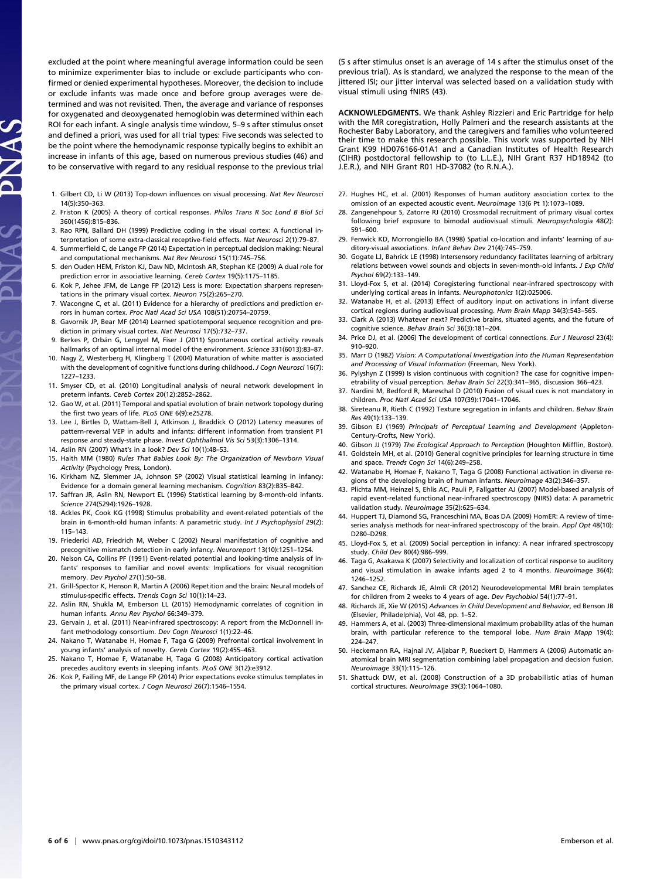excluded at the point where meaningful average information could be seen to minimize experimenter bias to include or exclude participants who confirmed or denied experimental hypotheses. Moreover, the decision to include or exclude infants was made once and before group averages were determined and was not revisited. Then, the average and variance of responses for oxygenated and deoxygenated hemoglobin was determined within each ROI for each infant. A single analysis time window, 5–9 s after stimulus onset and defined a priori, was used for all trial types: Five seconds was selected to be the point where the hemodynamic response typically begins to exhibit an increase in infants of this age, based on numerous previous studies (46) and to be conservative with regard to any residual response to the previous trial (5 s after stimulus onset is an average of 14 s after the stimulus onset of the previous trial). As is standard, we analyzed the response to the mean of the jittered ISI; our jitter interval was selected based on a validation study with visual stimuli using fNIRS (43).

**ACKNOWLEDGMENTS.** We thank Ashley Rizzieri and Eric Partridge for help with the MR coregistration, Holly Palmeri and the research assistants at the Rochester Baby Laboratory, and the caregivers and families who volunteered their time to make this research possible. This work was supported by NIH Grant K99 HD076166-01A1 and a Canadian Institutes of Health Research (CIHR) postdoctoral fellowship to (to L.L.E.), NIH Grant R37 HD18942 (to J.E.R.), and NIH Grant R01 HD-37082 (to R.N.A.).

1. Gilbert CD, Li W (2013) Top-down influences on visual processing. *Nat Rev Neurosci* 14(5):350–363.
2. Friston K (2005) A theory of cortical responses. *Philos Trans R Soc Lond B Biol Sci* 360(1456):815–836.
3. Rao RPN, Ballard DH (1999) Predictive coding in the visual cortex: A functional interpretation of some extra-classical receptive-field effects. *Nat Neurosci* 2(1):79–87.
4. Summerfield C, de Lange FP (2014) Expectation in perceptual decision making: Neural and computational mechanisms. *Nat Rev Neurosci* 15(11):745–756.
5. den Ouden HEM, Friston KJ, Daw ND, McIntosh AR, Stephan KE (2009) A dual role for prediction error in associative learning. *Cereb Cortex* 19(5):1175–1185.
6. Kok P, Jehee JFM, de Lange FP (2012) Less is more: Expectation sharpens representations in the primary visual cortex. *Neuron* 75(2):265–270.
7. Wacongne C, et al. (2011) Evidence for a hierarchy of predictions and prediction errors in human cortex. *Proc Natl Acad Sci USA* 108(51):20754–20759.
8. Gavornik JP, Bear MF (2014) Learned spatiotemporal sequence recognition and prediction in primary visual cortex. *Nat Neurosci* 17(5):732–737.
9. Berkes P, Orbán G, Lengyel M, Fiser J (2011) Spontaneous cortical activity reveals hallmarks of an optimal internal model of the environment. *Science* 331(6013):83–87.
10. Nagy Z, Westerberg H, Klingberg T (2004) Maturation of white matter is associated with the development of cognitive functions during childhood. *J Cogn Neurosci* 16(7): 1227–1233.
11. Smyser CD, et al. (2010) Longitudinal analysis of neural network development in preterm infants. *Cereb Cortex* 20(12):2852–2862.
12. Gao W, et al. (2011) Temporal and spatial evolution of brain network topology during the first two years of life. *PLoS ONE* 6(9):e25278.
13. Lee J, Birtles D, Wattam-Bell J, Atkinson J, Braddick O (2012) Latency measures of pattern-reversal VEP in adults and infants: different information from transient P1 response and steady-state phase. *Invest Ophthalmol Vis Sci* 53(3):1306–1314.
14. Aslin RN (2007) What's in a look? *Dev Sci* 10(1):48–53.
15. Haith MM (1980) *Rules That Babies Look By: The Organization of Newborn Visual Activity* (Psychology Press, London).
16. Kirkham NZ, Slemmer JA, Johnson SP (2002) Visual statistical learning in infancy: Evidence for a domain general learning mechanism. *Cognition* 83(2):B35–B42.
17. Saffran JR, Aslin RN, Newport EL (1996) Statistical learning by 8-month-old infants. *Science* 274(5294):1926–1928.
18. Ackles PK, Cook KG (1998) Stimulus probability and event-related potentials of the brain in 6-month-old human infants: A parametric study. *Int J Psychophysiol* 29(2): 115–143.
19. Friederici AD, Friedrich M, Weber C (2002) Neural manifestation of cognitive and precognitive mismatch detection in early infancy. *Neuroreport* 13(10):1251–1254.
20. Nelson CA, Collins PF (1991) Event-related potential and looking-time analysis of infants' responses to familiar and novel events: Implications for visual recognition memory. *Dev Psychol* 27(1):50–58.
21. Grill-Spector K, Henson R, Martin A (2006) Repetition and the brain: Neural models of stimulus-specific effects. *Trends Cogn Sci* 10(1):14–23.
22. Aslin RN, Shukla M, Emberson LL (2015) Hemodynamic correlates of cognition in human infants. *Annu Rev Psychol* 66:349–379.
23. Gervain J, et al. (2011) Near-infrared spectroscopy: A report from the McDonnell infant methodology consortium. *Dev Cogn Neurosci* 1(1):22–46.
24. Nakano T, Watanabe H, Homae F, Taga G (2009) Prefrontal cortical involvement in young infants' analysis of novelty. *Cereb Cortex* 19(2):455–463.
25. Nakano T, Homae F, Watanabe H, Taga G (2008) Anticipatory cortical activation precedes auditory events in sleeping infants. *PLoS ONE* 3(12):e3912.
26. Kok P, Failing MF, de Lange FP (2014) Prior expectations evoke stimulus templates in the primary visual cortex. *J Cogn Neurosci* 26(7):1546–1554.
27. Hughes HC, et al. (2001) Responses of human auditory association cortex to the omission of an expected acoustic event. *Neuroimage* 13(6 Pt 1):1073–1089.
28. Zangenehpour S, Zatorre RJ (2010) Crossmodal recruitment of primary visual cortex following brief exposure to bimodal audiovisual stimuli. *Neuropsychologia* 48(2): 591–600.
29. Fenwick KD, Morrongiello BA (1998) Spatial co-location and infants' learning of auditory-visual associations. *Infant Behav Dev* 21(4):745–759.
30. Gogate LJ, Bahrick LE (1998) Intersensory redundancy facilitates learning of arbitrary relations between vowel sounds and objects in seven-month-old infants. *J Exp Child Psychol* 69(2):133–149.
31. Lloyd-Fox S, et al. (2014) Coregistering functional near-infrared spectroscopy with underlying cortical areas in infants. *Neurophotonics* 1(2):025006.
32. Watanabe H, et al. (2013) Effect of auditory input on activations in infant diverse cortical regions during audiovisual processing. *Hum Brain Mapp* 34(3):543–565.
33. Clark A (2013) Whatever next? Predictive brains, situated agents, and the future of cognitive science. *Behav Brain Sci* 36(3):181–204.
34. Price DJ, et al. (2006) The development of cortical connections. *Eur J Neurosci* 23(4): 910–920.
35. Marr D (1982) *Vision: A Computational Investigation into the Human Representation and Processing of Visual Information* (Freeman, New York).
36. Pylyshyn Z (1999) Is vision continuous with cognition? The case for cognitive impenetrability of visual perception. *Behav Brain Sci* 22(3):341–365, discussion 366–423.
37. Nardini M, Bedford R, Mareschal D (2010) Fusion of visual cues is not mandatory in children. *Proc Natl Acad Sci USA* 107(39):17041–17046.
38. Sireteanu R, Rieth C (1992) Texture segregation in infants and children. *Behav Brain Res* 49(1):133–139.
39. Gibson EJ (1969) *Principals of Perceptual Learning and Development* (Appleton-Century-Crofts, New York).
40. Gibson JJ (1979) *The Ecological Approach to Perception* (Houghton Mifflin, Boston).
41. Goldstein MH, et al. (2010) General cognitive principles for learning structure in time and space. *Trends Cogn Sci* 14(6):249–258.
42. Watanabe H, Homae F, Nakano T, Taga G (2008) Functional activation in diverse regions of the developing brain of human infants. *Neuroimage* 43(2):346–357.
43. Plichta MM, Heinzel S, Ehlis AC, Pauli P, Fallgatter AJ (2007) Model-based analysis of rapid event-related functional near-infrared spectroscopy (NIRS) data: A parametric validation study. *Neuroimage* 35(2):625–634.
44. Huppert TJ, Diamond SG, Franceschini MA, Boas DA (2009) HomER: A review of time-series analysis methods for near-infrared spectroscopy of the brain. *Appl Opt* 48(10): D280–D298.
45. Lloyd-Fox S, et al. (2009) Social perception in infancy: A near infrared spectroscopy study. *Child Dev* 80(4):986–999.
46. Taga G, Asakawa K (2007) Selectivity and localization of cortical response to auditory and visual stimulation in awake infants aged 2 to 4 months. *Neuroimage* 36(4): 1246–1252.
47. Sanchez CE, Richards JE, Almli CR (2012) Neurodevelopmental MRI brain templates for children from 2 weeks to 4 years of age. *Dev Psychobiol* 54(1):77–91.
48. Richards JE, Xie W (2015) *Advances in Child Development and Behavior*, ed Benson JB (Elsevier, Philadelphia), Vol 48, pp. 1–52.
49. Hammers A, et al. (2003) Three-dimensional maximum probability atlas of the human brain, with particular reference to the temporal lobe. *Hum Brain Mapp* 19(4): 224–247.
50. Heckemann RA, Hajnal JV, Aljabar P, Rueckert D, Hammers A (2006) Automatic anatomical brain MRI segmentation combining label propagation and decision fusion. *Neuroimage* 33(1):115–126.
51. Shattuck DW, et al. (2008) Construction of a 3D probabilistic atlas of human cortical structures. *Neuroimage* 39(3):1064–1080.